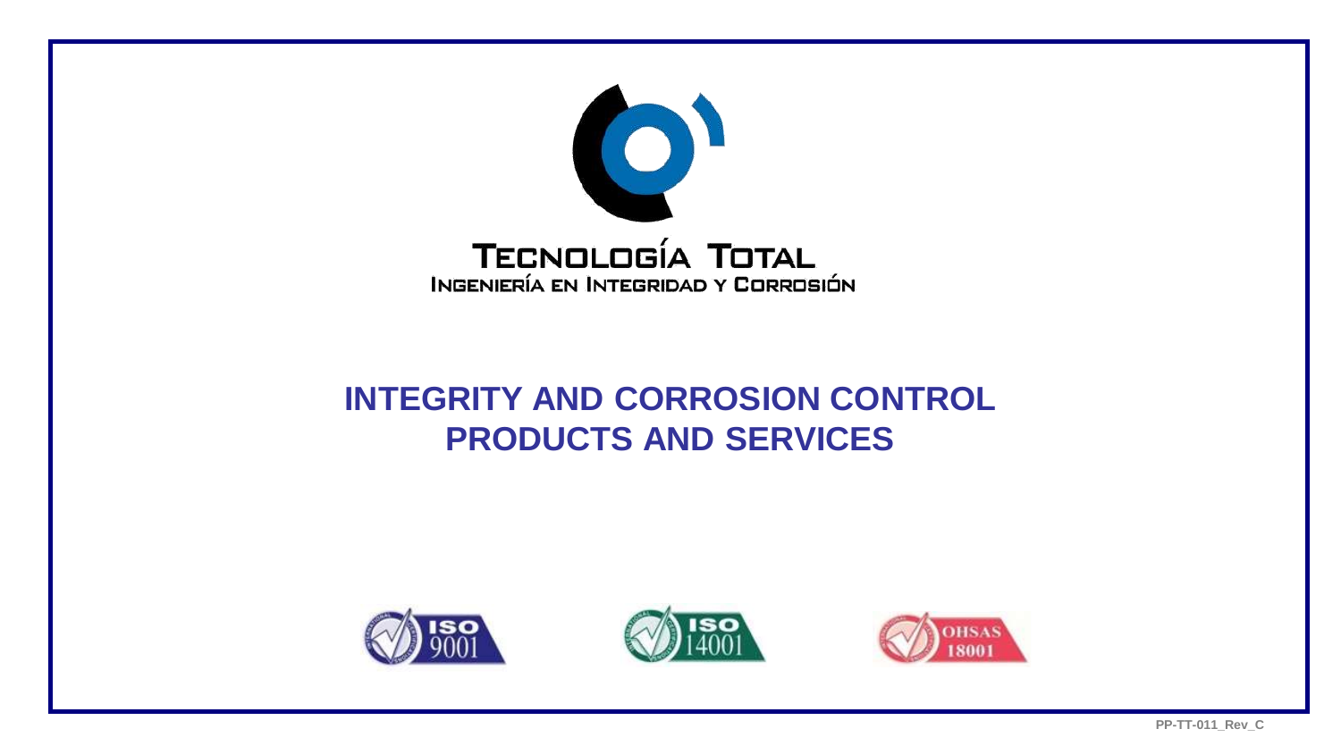**Tecnología Total**

**Ingeniería en Integridad y Corrosión**

# INTEGRITY AND CORROSION CONTROL PRODUCTS AND SERVICES

ISO 9001

ISO 14001

OHSAS 18001

PP-TT-011_Rev_C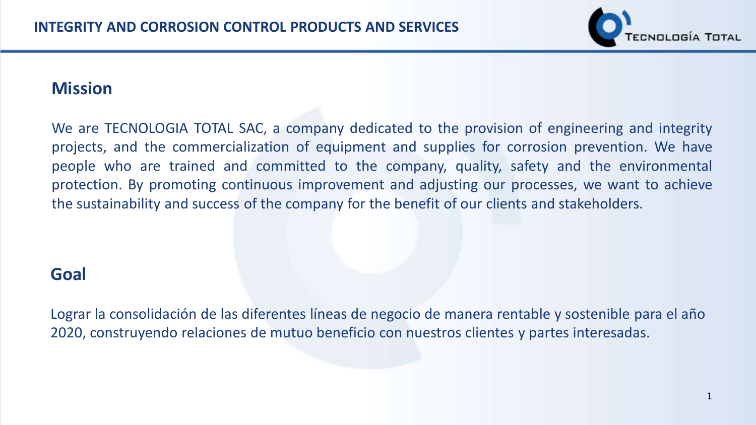## Mission

We are TECNOLOGIA TOTAL SAC, a company dedicated to the provision of engineering and integrity projects, and the commercialization of equipment and supplies for corrosion prevention. We have people who are trained and committed to the company, quality, safety and the environmental protection. By promoting continuous improvement and adjusting our processes, we want to achieve the sustainability and success of the company for the benefit of our clients and stakeholders.

## Goal

Lograr la consolidación de las diferentes líneas de negocio de manera rentable y sostenible para el año 2020, construyendo relaciones de mutuo beneficio con nuestros clientes y partes interesadas.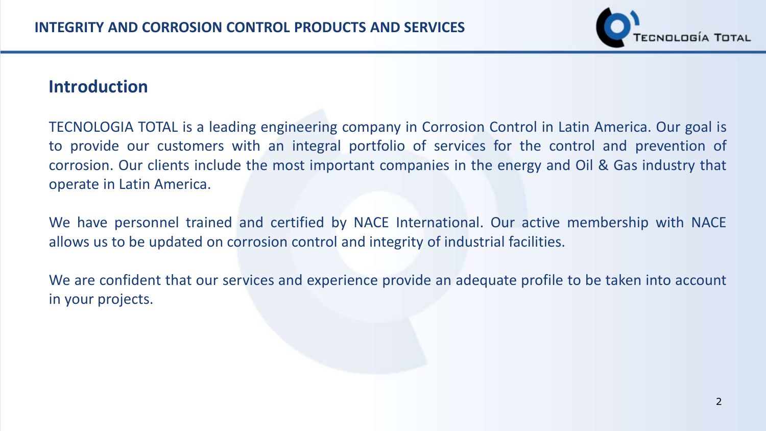## Introduction

TECNOLOGIA TOTAL is a leading engineering company in Corrosion Control in Latin America. Our goal is to provide our customers with an integral portfolio of services for the control and prevention of corrosion. Our clients include the most important companies in the energy and Oil & Gas industry that operate in Latin America.

We have personnel trained and certified by NACE International. Our active membership with NACE allows us to be updated on corrosion control and integrity of industrial facilities.

We are confident that our services and experience provide an adequate profile to be taken into account in your projects.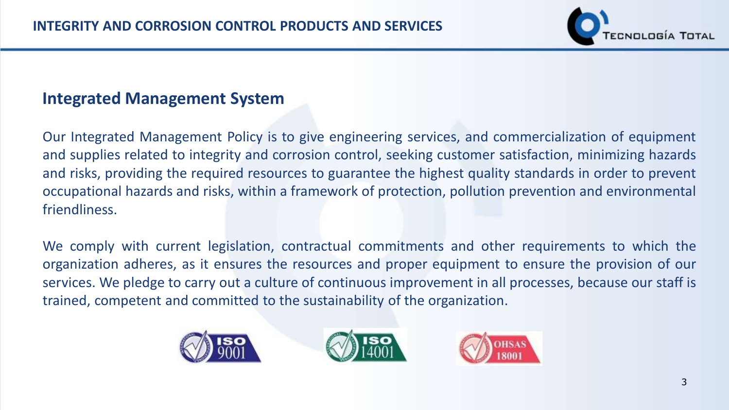## Integrated Management System

Our Integrated Management Policy is to give engineering services, and commercialization of equipment and supplies related to integrity and corrosion control, seeking customer satisfaction, minimizing hazards and risks, providing the required resources to guarantee the highest quality standards in order to prevent occupational hazards and risks, within a framework of protection, pollution prevention and environmental friendliness.

We comply with current legislation, contractual commitments and other requirements to which the organization adheres, as it ensures the resources and proper equipment to ensure the provision of our services. We pledge to carry out a culture of continuous improvement in all processes, because our staff is trained, competent and committed to the sustainability of the organization.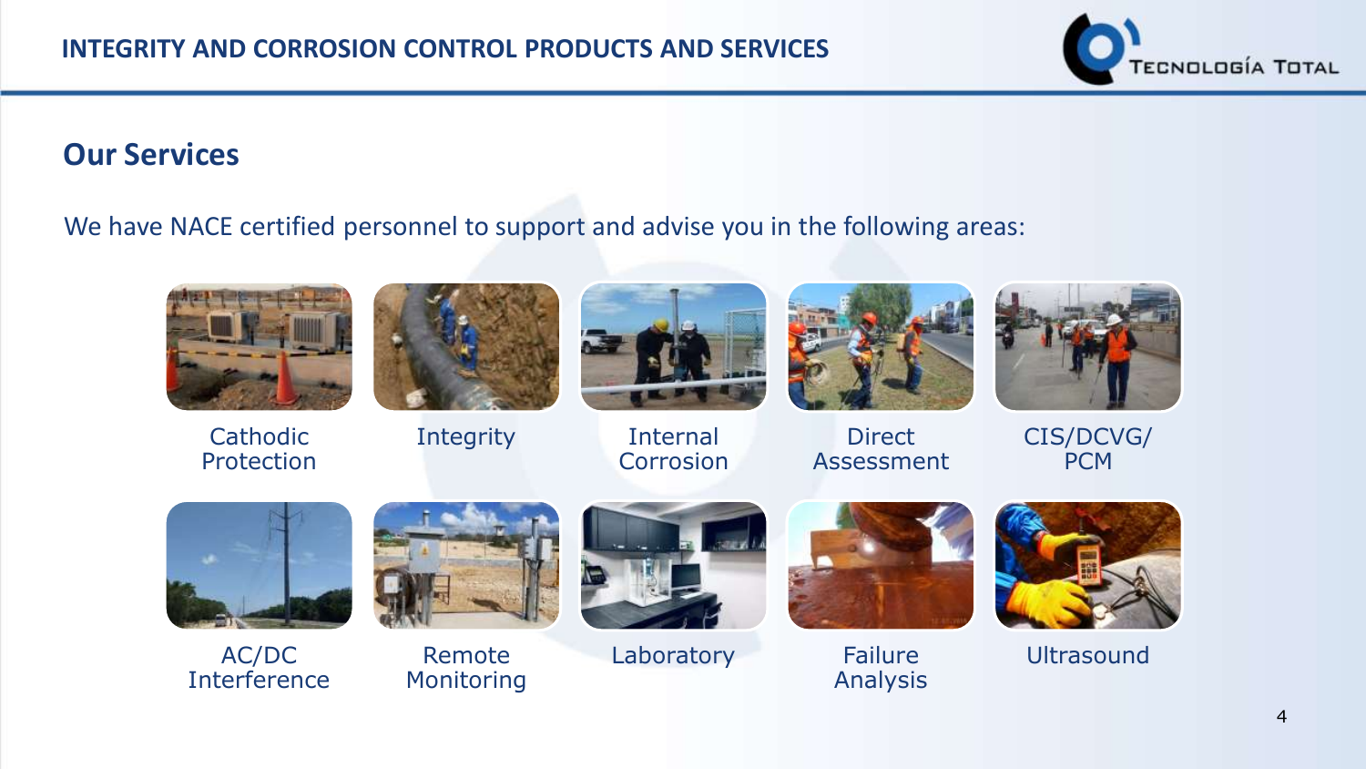# INTEGRITY AND CORROSION CONTROL PRODUCTS AND SERVICES

## Our Services

We have NACE certified personnel to support and advise you in the following areas:

- Cathodic Protection
- Integrity
- Internal Corrosion
- Direct Assessment
- CIS/DCVG/PCM
- AC/DC Interference
- Remote Monitoring
- Laboratory
- Failure Analysis
- Ultrasound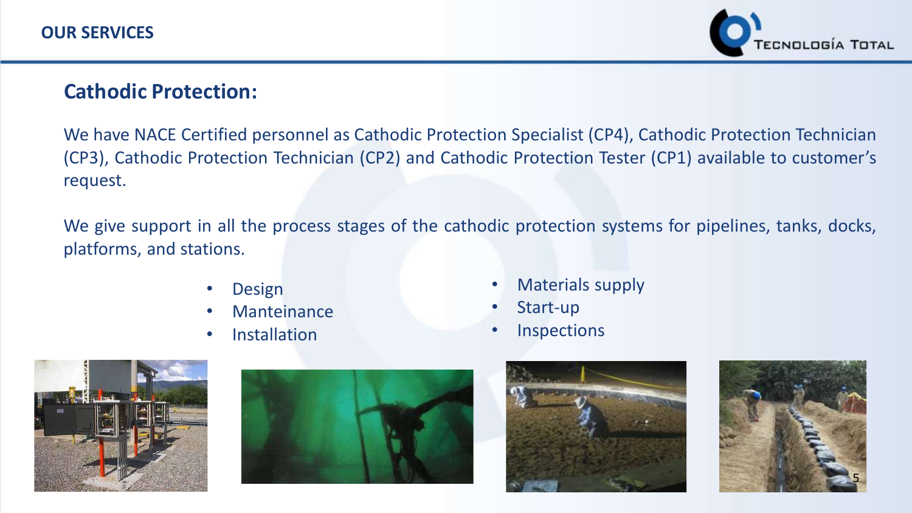# OUR SERVICES

## Cathodic Protection:

We have NACE Certified personnel as Cathodic Protection Specialist (CP4), Cathodic Protection Technician (CP3), Cathodic Protection Technician (CP2) and Cathodic Protection Tester (CP1) available to customer's request.

We give support in all the process stages of the cathodic protection systems for pipelines, tanks, docks, platforms, and stations.

- Design
- Manteinance
- Installation
- Materials supply
- Start-up
- Inspections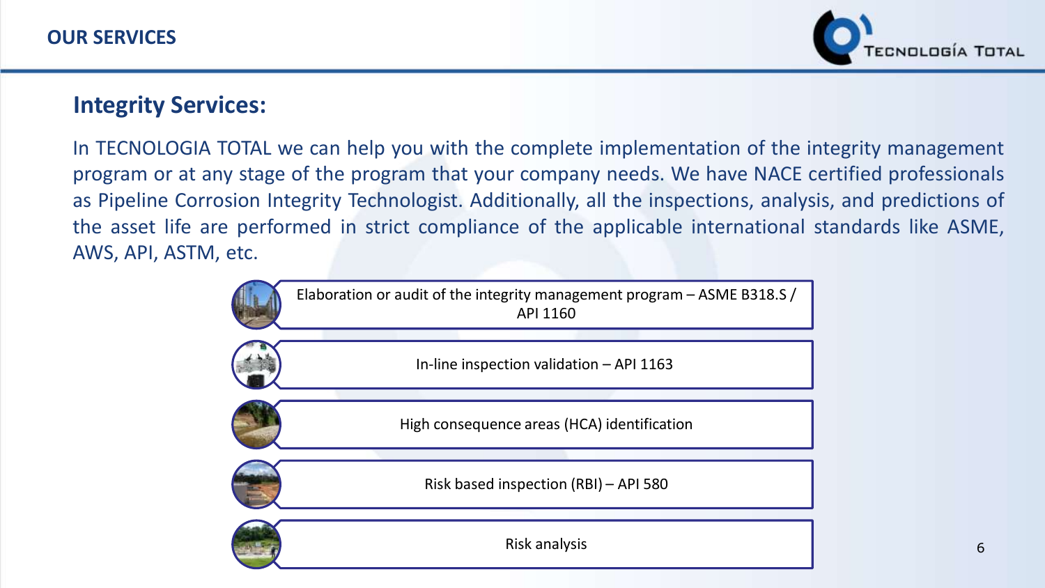## OUR SERVICES

### Integrity Services:

In TECNOLOGIA TOTAL we can help you with the complete implementation of the integrity management program or at any stage of the program that your company needs. We have NACE certified professionals as Pipeline Corrosion Integrity Technologist. Additionally, all the inspections, analysis, and predictions of the asset life are performed in strict compliance of the applicable international standards like ASME, AWS, API, ASTM, etc.

- Elaboration or audit of the integrity management program – ASME B318.S / API 1160
- In-line inspection validation – API 1163
- High consequence areas (HCA) identification
- Risk based inspection (RBI) – API 580
- Risk analysis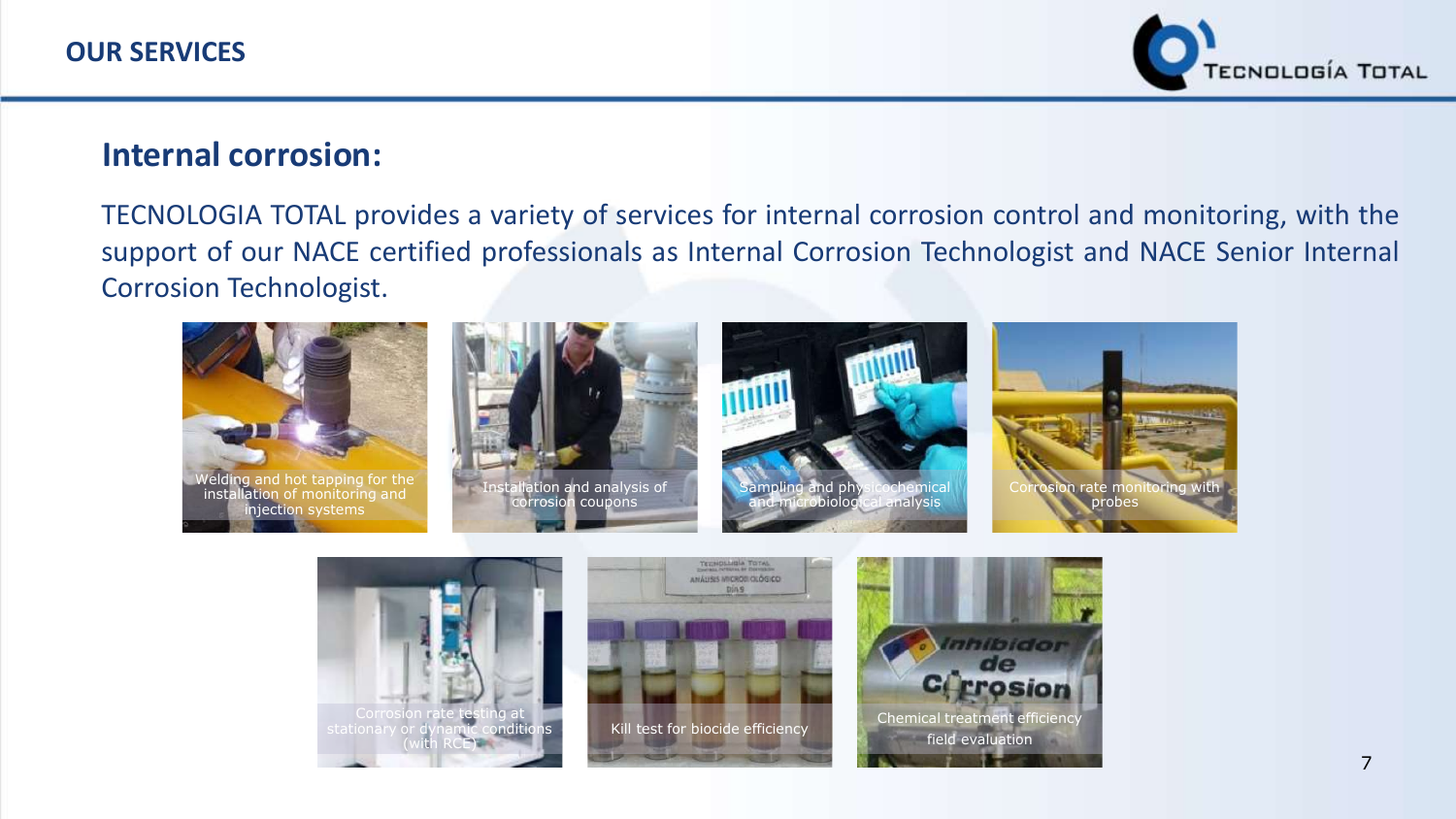## OUR SERVICES

### Internal corrosion:

TECNOLOGIA TOTAL provides a variety of services for internal corrosion control and monitoring, with the support of our NACE certified professionals as Internal Corrosion Technologist and NACE Senior Internal Corrosion Technologist.

Welding and hot tapping for the installation of monitoring and injection systems

Installation and analysis of corrosion coupons

Sampling and physicochemical and microbiological analysis

Corrosion rate monitoring with probes

Corrosion rate testing at stationary or dynamic conditions (with RCE)

Kill test for biocide efficiency

Chemical treatment efficiency field evaluation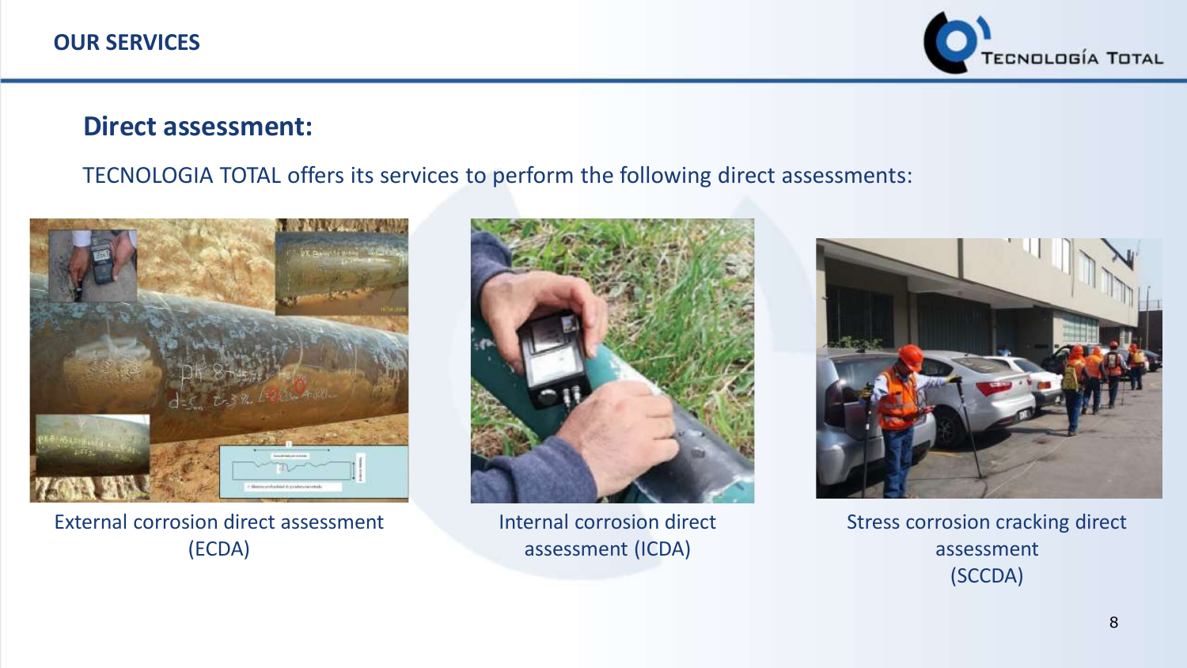## OUR SERVICES

### Direct assessment:

TECNOLOGIA TOTAL offers its services to perform the following direct assessments:

External corrosion direct assessment (ECDA)

Internal corrosion direct assessment (ICDA)

Stress corrosion cracking direct assessment (SCCDA)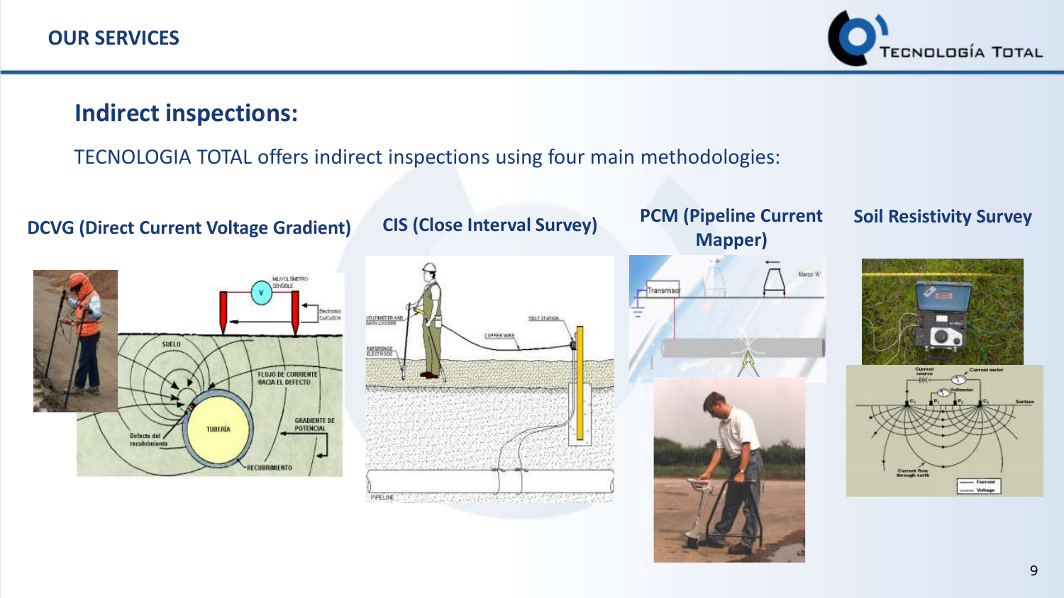# OUR SERVICES

## Indirect inspections:

TECNOLOGIA TOTAL offers indirect inspections using four main methodologies:

**DCVG (Direct Current Voltage Gradient)**

**CIS (Close Interval Survey)**

**PCM (Pipeline Current Mapper)**

**Soil Resistivity Survey**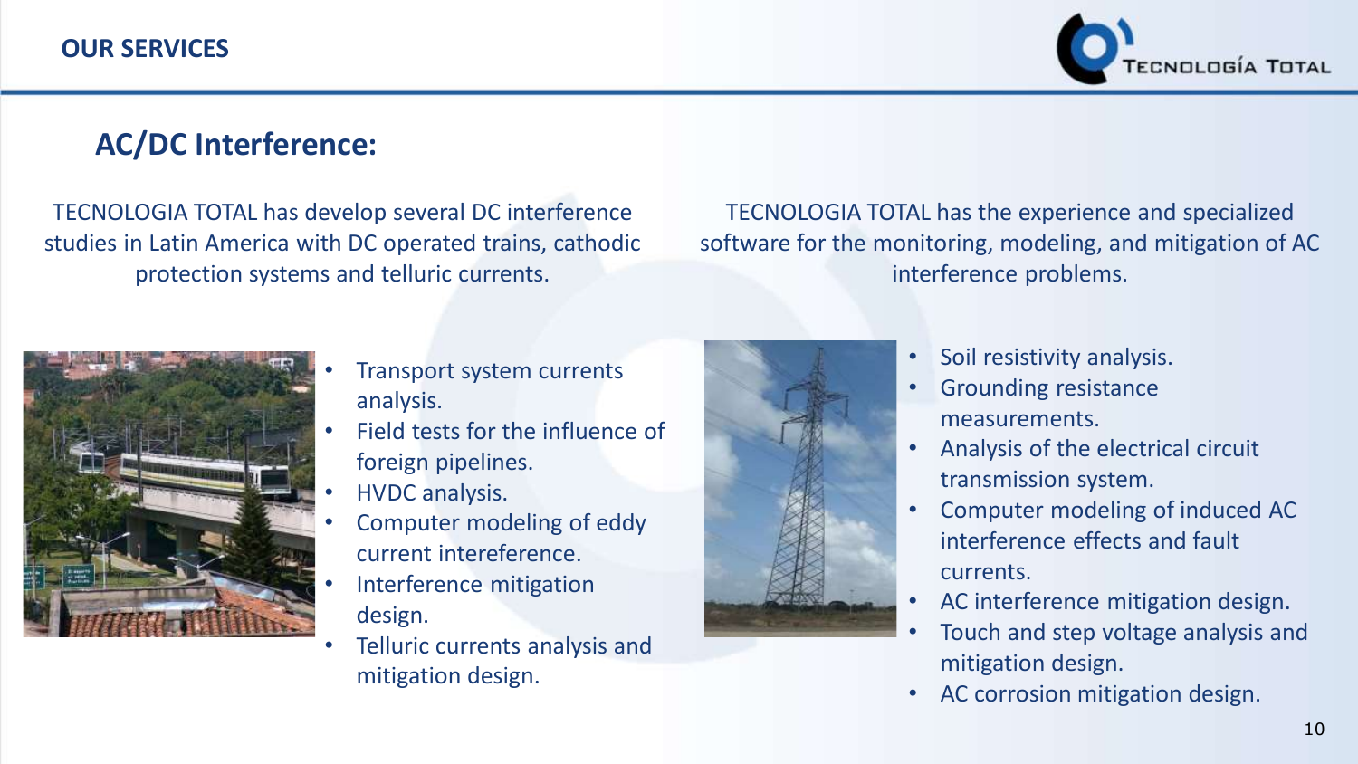## OUR SERVICES

### AC/DC Interference:

TECNOLOGIA TOTAL has develop several DC interference studies in Latin America with DC operated trains, cathodic protection systems and telluric currents.

- Transport system currents analysis.
- Field tests for the influence of foreign pipelines.
- HVDC analysis.
- Computer modeling of eddy current intereference.
- Interference mitigation design.
- Telluric currents analysis and mitigation design.

TECNOLOGIA TOTAL has the experience and specialized software for the monitoring, modeling, and mitigation of AC interference problems.

- Soil resistivity analysis.
- Grounding resistance measurements.
- Analysis of the electrical circuit transmission system.
- Computer modeling of induced AC interference effects and fault currents.
- AC interference mitigation design.
- Touch and step voltage analysis and mitigation design.
- AC corrosion mitigation design.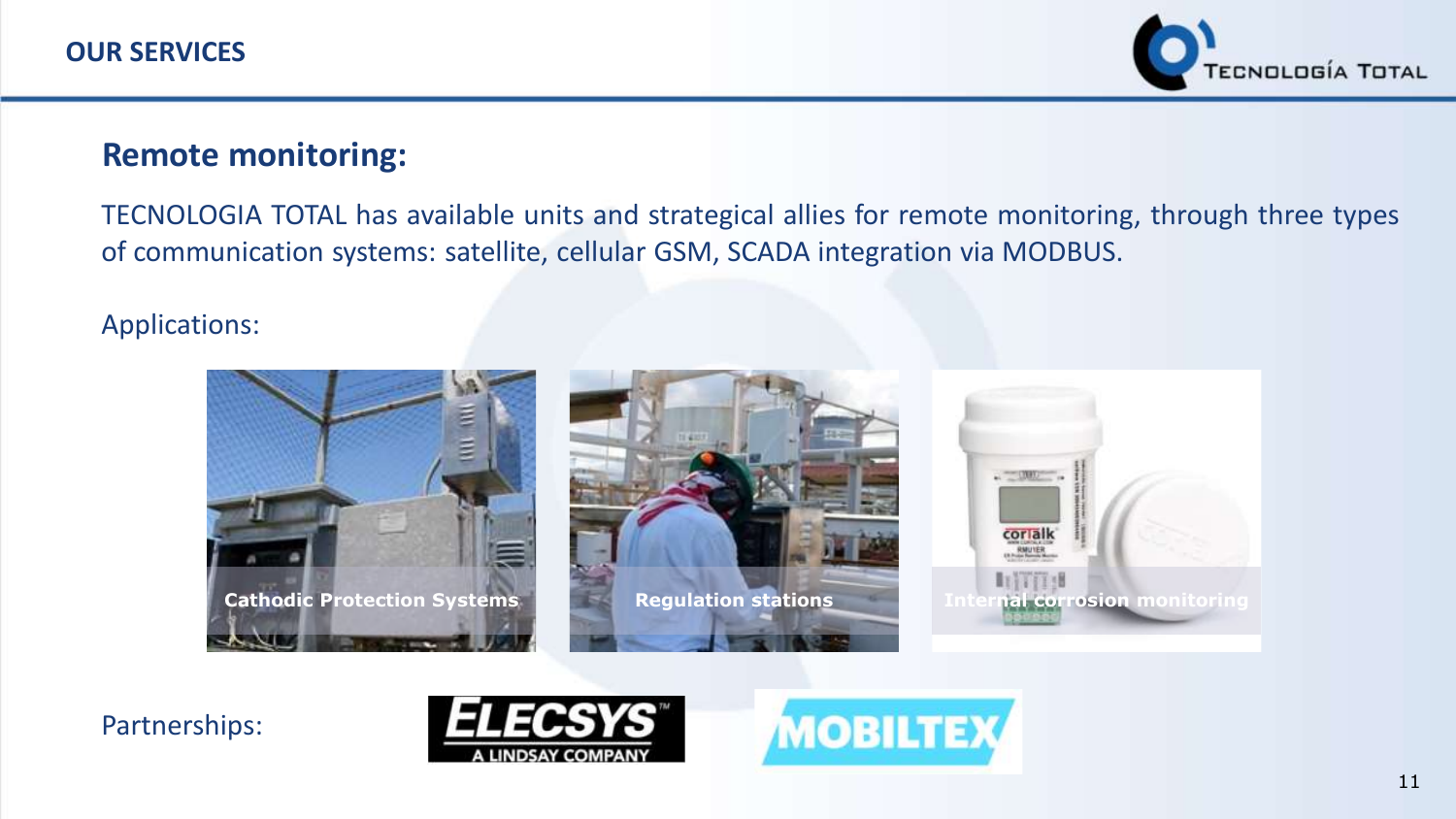## OUR SERVICES

### Remote monitoring:

TECNOLOGIA TOTAL has available units and strategical allies for remote monitoring, through three types of communication systems: satellite, cellular GSM, SCADA integration via MODBUS.

Applications:

- Cathodic Protection Systems
- Regulation stations
- Internal corrosion monitoring

Partnerships:

ELECSYS – A LINDSAY COMPANY

MOBILTEX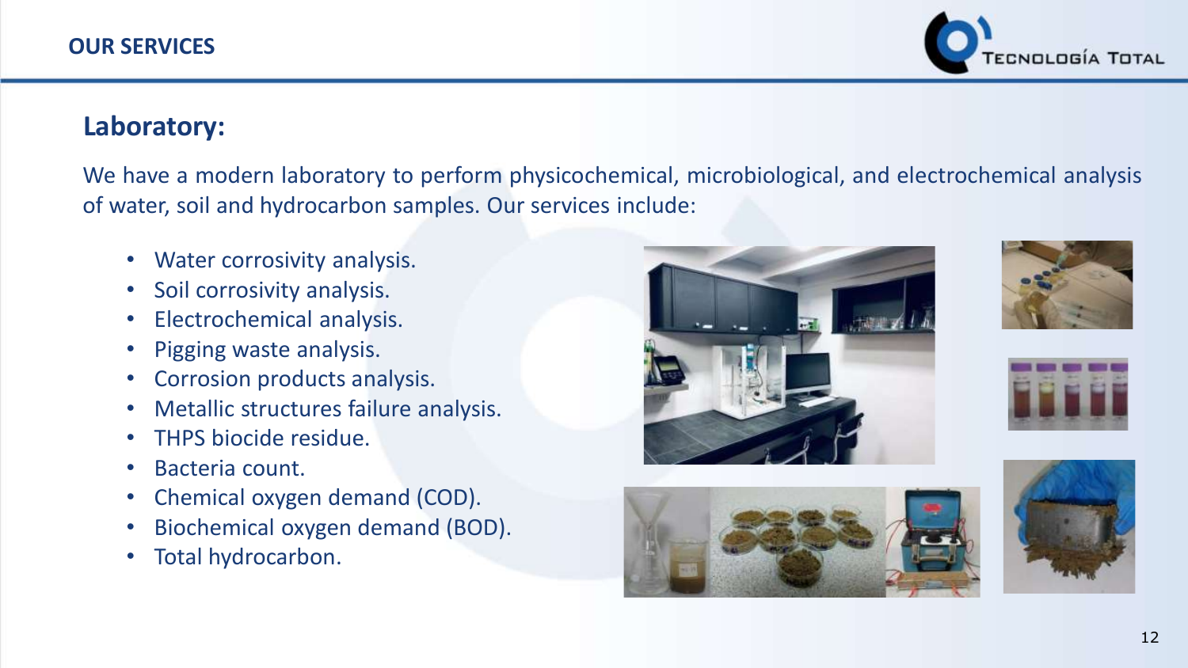## OUR SERVICES

### Laboratory:

We have a modern laboratory to perform physicochemical, microbiological, and electrochemical analysis of water, soil and hydrocarbon samples. Our services include:

- Water corrosivity analysis.
- Soil corrosivity analysis.
- Electrochemical analysis.
- Pigging waste analysis.
- Corrosion products analysis.
- Metallic structures failure analysis.
- THPS biocide residue.
- Bacteria count.
- Chemical oxygen demand (COD).
- Biochemical oxygen demand (BOD).
- Total hydrocarbon.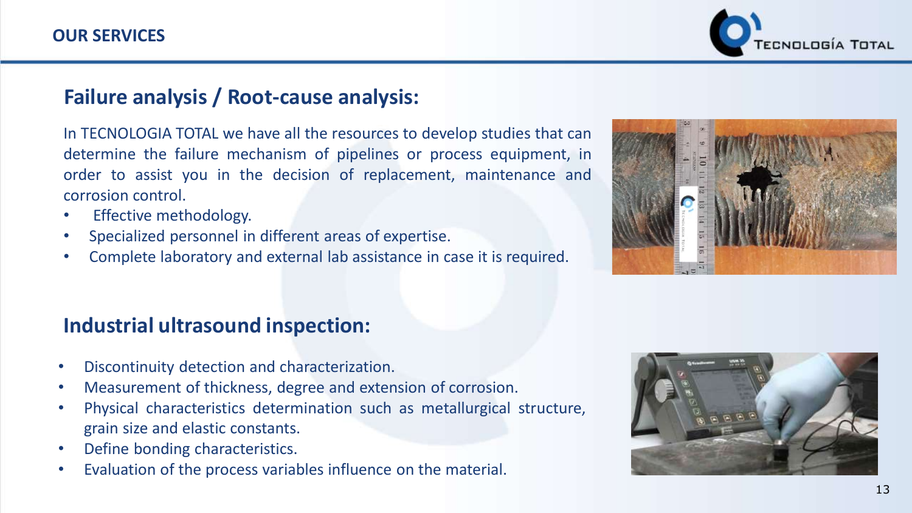OUR SERVICES

## Failure analysis / Root-cause analysis:

In TECNOLOGIA TOTAL we have all the resources to develop studies that can determine the failure mechanism of pipelines or process equipment, in order to assist you in the decision of replacement, maintenance and corrosion control.

- Effective methodology.
- Specialized personnel in different areas of expertise.
- Complete laboratory and external lab assistance in case it is required.

## Industrial ultrasound inspection:

- Discontinuity detection and characterization.
- Measurement of thickness, degree and extension of corrosion.
- Physical characteristics determination such as metallurgical structure, grain size and elastic constants.
- Define bonding characteristics.
- Evaluation of the process variables influence on the material.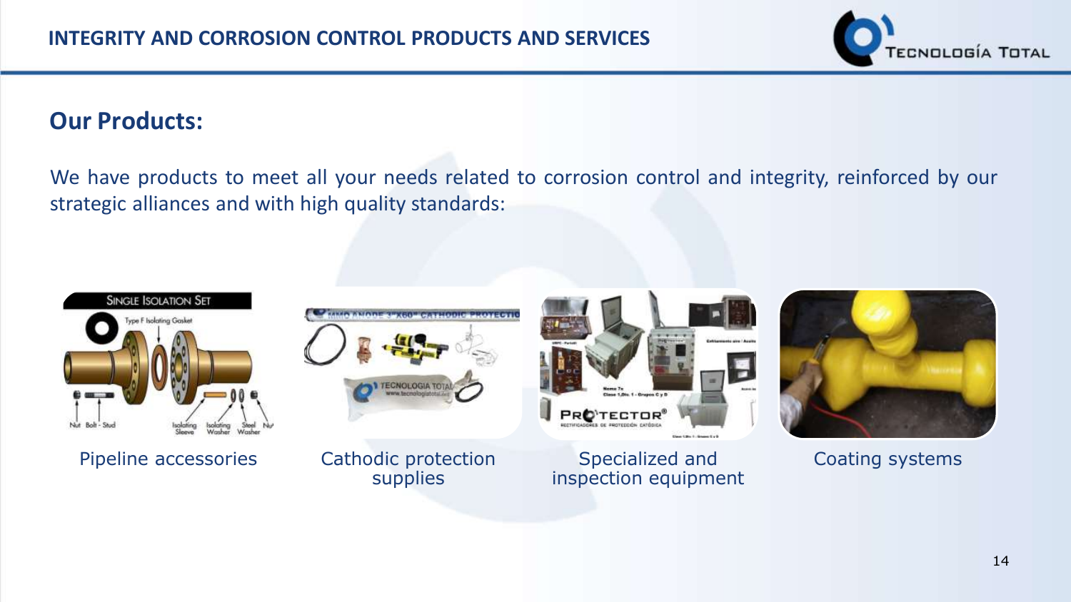## Our Products:

We have products to meet all your needs related to corrosion control and integrity, reinforced by our strategic alliances and with high quality standards:

Pipeline accessories

Cathodic protection supplies

Specialized and inspection equipment

Coating systems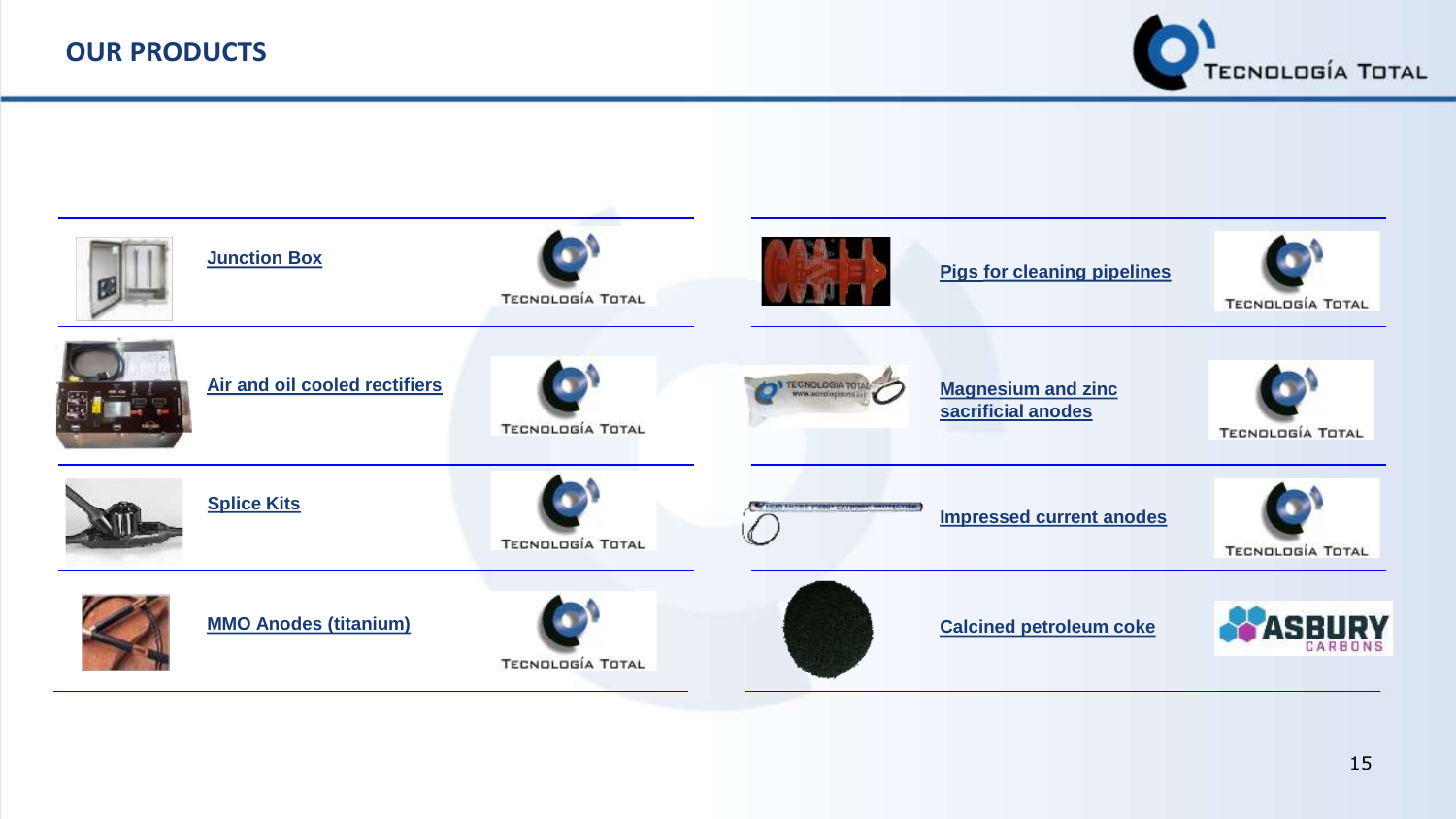## OUR PRODUCTS

- Junction Box — TECNOLOGÍA TOTAL
- Air and oil cooled rectifiers — TECNOLOGÍA TOTAL
- Splice Kits — TECNOLOGÍA TOTAL
- MMO Anodes (titanium) — TECNOLOGÍA TOTAL
- Pigs for cleaning pipelines — TECNOLOGÍA TOTAL
- Magnesium and zinc sacrificial anodes — TECNOLOGÍA TOTAL
- Impressed current anodes — TECNOLOGÍA TOTAL
- Calcined petroleum coke — ASBURY CARBONS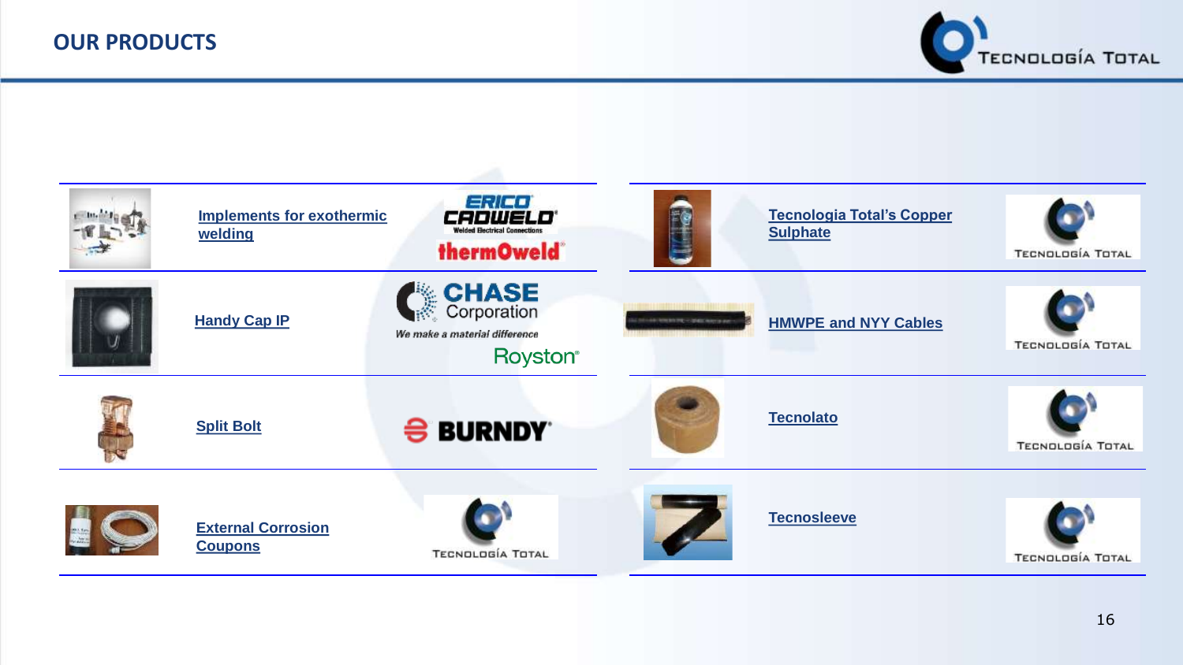# OUR PRODUCTS

| Product | Brand |
| --- | --- |
| Implements for exothermic welding | ERICO CADWELD Welded Electrical Connections / thermOweld |
| Handy Cap IP | CHASE Corporation We make a material difference / Royston |
| Split Bolt | BURNDY |
| External Corrosion Coupons | TECNOLOGÍA TOTAL |
| Tecnologia Total's Copper Sulphate | TECNOLOGÍA TOTAL |
| HMWPE and NYY Cables | TECNOLOGÍA TOTAL |
| Tecnolato | TECNOLOGÍA TOTAL |
| Tecnosleeve | TECNOLOGÍA TOTAL |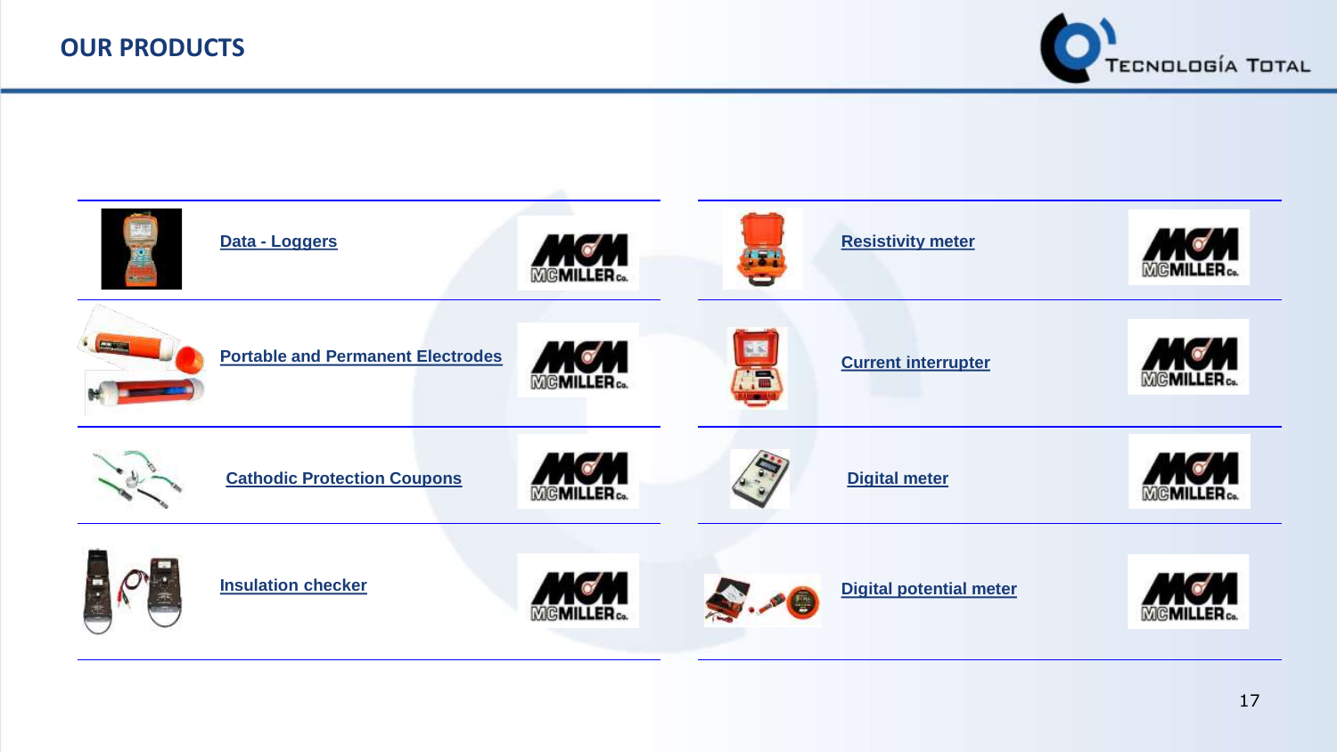## OUR PRODUCTS

| Product | Brand | Product | Brand |
|---|---|---|---|
| Data - Loggers | MCMILLER Co. | Resistivity meter | MCMILLER Co. |
| Portable and Permanent Electrodes | MCMILLER Co. | Current interrupter | MCMILLER Co. |
| Cathodic Protection Coupons | MCMILLER Co. | Digital meter | MCMILLER Co. |
| Insulation checker | MCMILLER Co. | Digital potential meter | MCMILLER Co. |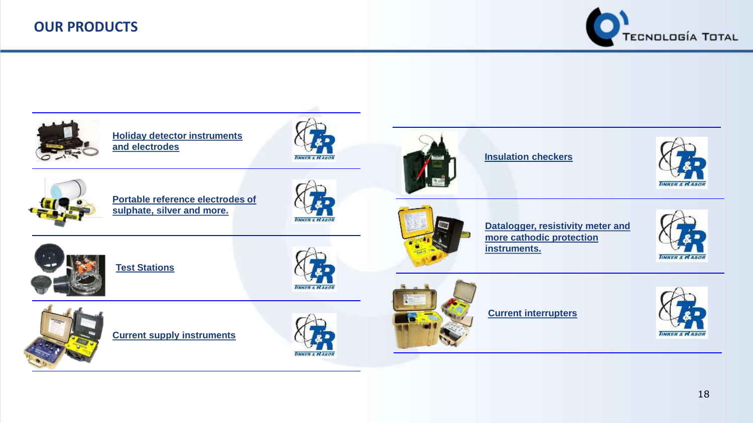# OUR PRODUCTS

- Holiday detector instruments and electrodes
- Portable reference electrodes of sulphate, silver and more.
- Test Stations
- Current supply instruments
- Insulation checkers
- Datalogger, resistivity meter and more cathodic protection instruments.
- Current interrupters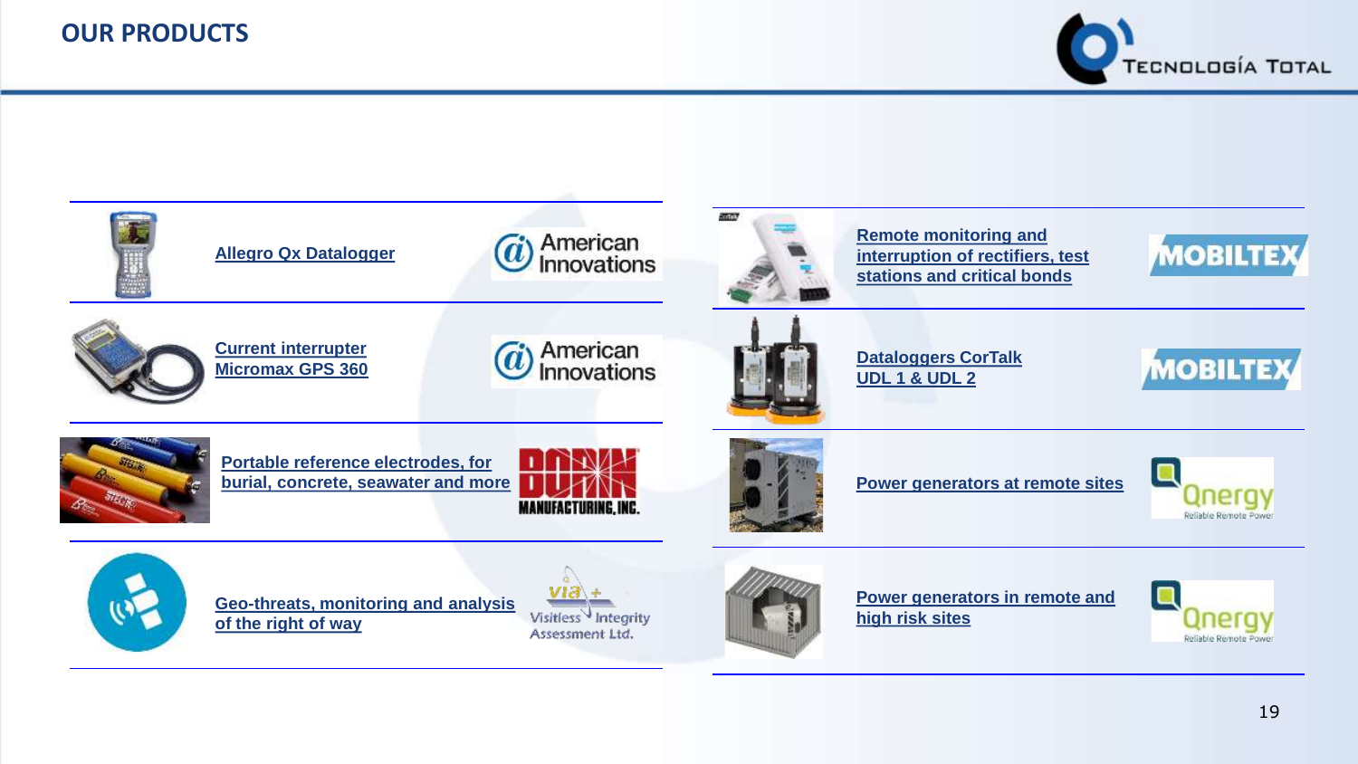# OUR PRODUCTS

| Product | Manufacturer |
| --- | --- |
| Allegro Qx Datalogger | American Innovations |
| Current interrupter Micromax GPS 360 | American Innovations |
| Portable reference electrodes, for burial, concrete, seawater and more | Borin Manufacturing, Inc. |
| Geo-threats, monitoring and analysis of the right of way | Visitless Integrity Assessment Ltd. |
| Remote monitoring and interruption of rectifiers, test stations and critical bonds | MOBILTEX |
| Dataloggers CorTalk UDL 1 & UDL 2 | MOBILTEX |
| Power generators at remote sites | Qnergy |
| Power generators in remote and high risk sites | Qnergy |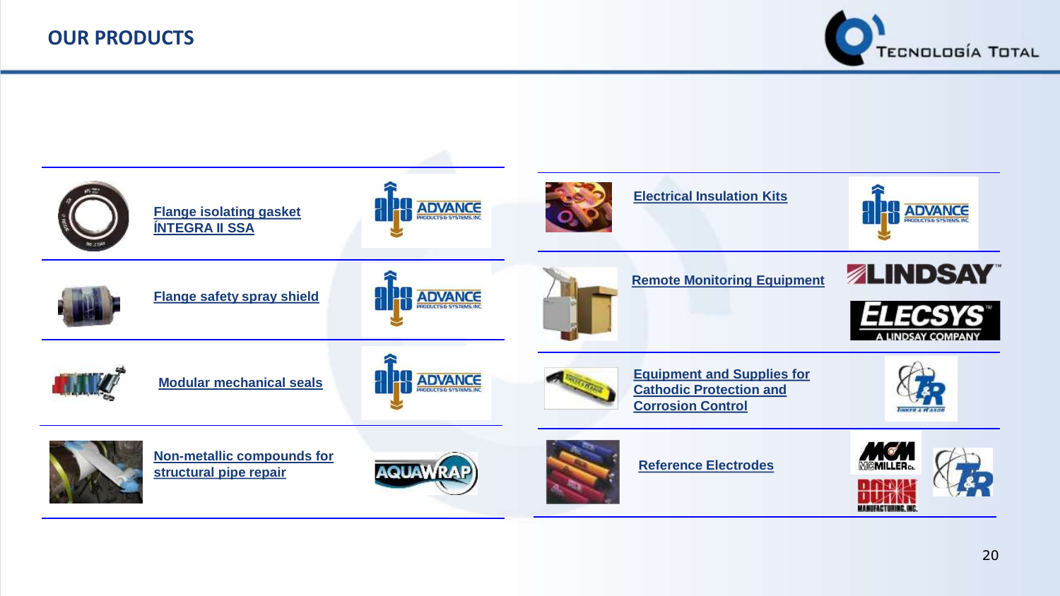# OUR PRODUCTS

| Product | Supplier |
| --- | --- |
| Flange isolating gasket ÍNTEGRA II SSA | ADVANCE PRODUCTS & SYSTEMS, INC. |
| Flange safety spray shield | ADVANCE PRODUCTS & SYSTEMS, INC. |
| Modular mechanical seals | ADVANCE PRODUCTS & SYSTEMS, INC. |
| Non-metallic compounds for structural pipe repair | AQUAWRAP |
| Electrical Insulation Kits | ADVANCE PRODUCTS & SYSTEMS, INC. |
| Remote Monitoring Equipment | LINDSAY; ELECSYS A LINDSAY COMPANY |
| Equipment and Supplies for Cathodic Protection and Corrosion Control | TINKER & RASOR |
| Reference Electrodes | MCMILLER Co.; BORIN MANUFACTURING, INC.; T&R |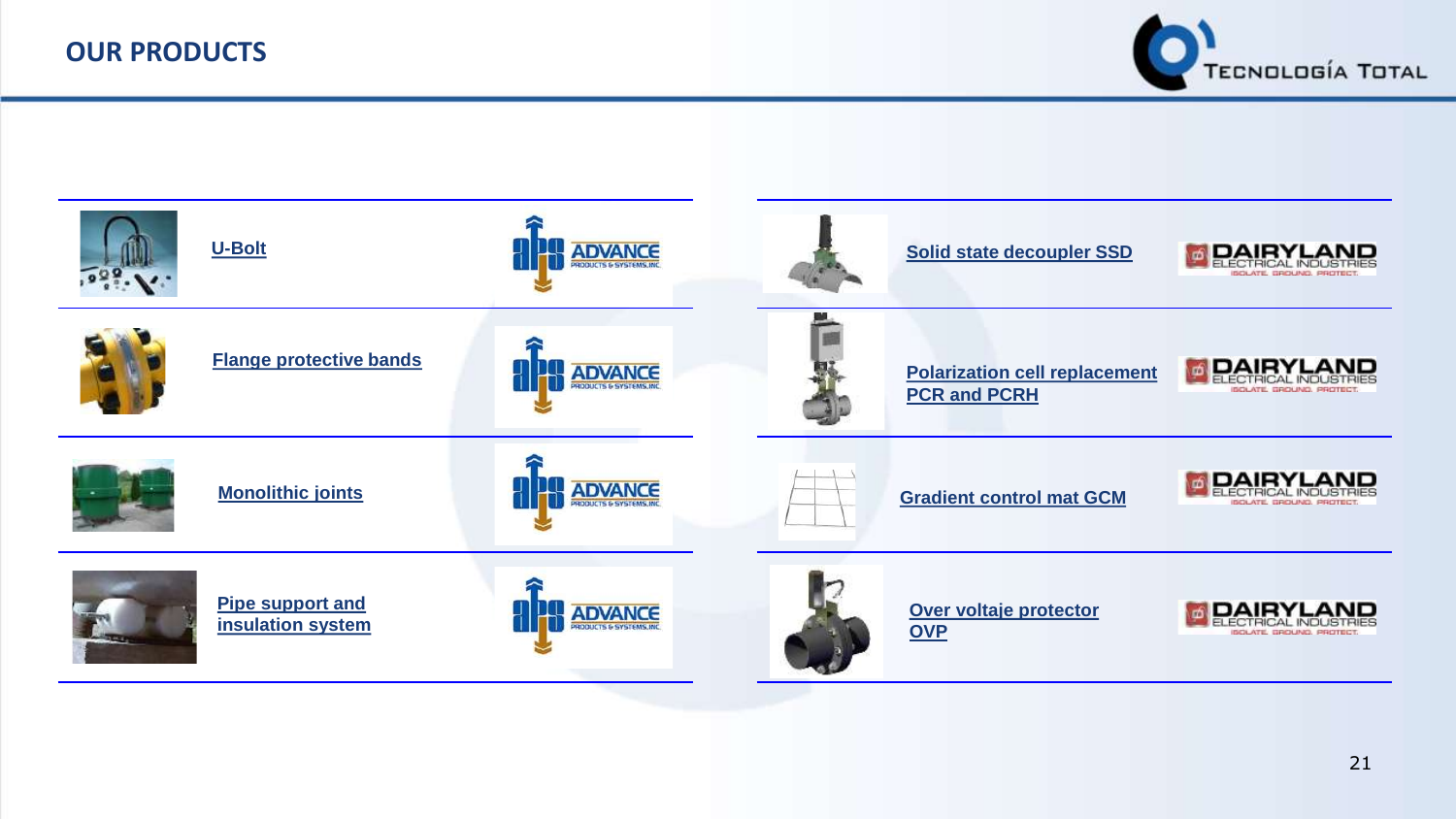## OUR PRODUCTS

| Product | Manufacturer |
|---|---|
| U-Bolt | ADVANCE PRODUCTS & SYSTEMS, INC. |
| Flange protective bands | ADVANCE PRODUCTS & SYSTEMS, INC. |
| Monolithic joints | ADVANCE PRODUCTS & SYSTEMS, INC. |
| Pipe support and insulation system | ADVANCE PRODUCTS & SYSTEMS, INC. |

| Product | Manufacturer |
|---|---|
| Solid state decoupler SSD | DAIRYLAND ELECTRICAL INDUSTRIES |
| Polarization cell replacement PCR and PCRH | DAIRYLAND ELECTRICAL INDUSTRIES |
| Gradient control mat GCM | DAIRYLAND ELECTRICAL INDUSTRIES |
| Over voltaje protector OVP | DAIRYLAND ELECTRICAL INDUSTRIES |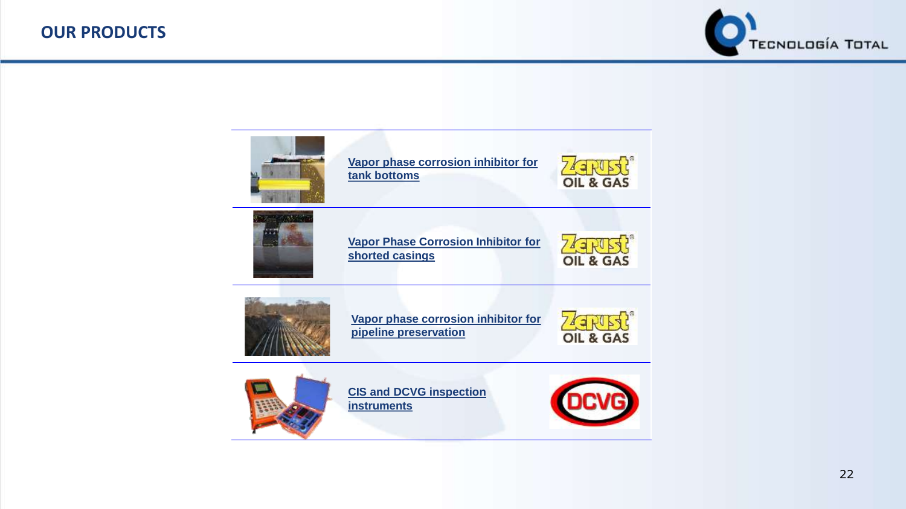# OUR PRODUCTS

| Product | Brand |
| --- | --- |
| Vapor phase corrosion inhibitor for tank bottoms | Zerust OIL & GAS |
| Vapor Phase Corrosion Inhibitor for shorted casings | Zerust OIL & GAS |
| Vapor phase corrosion inhibitor for pipeline preservation | Zerust OIL & GAS |
| CIS and DCVG inspection instruments | DCVG |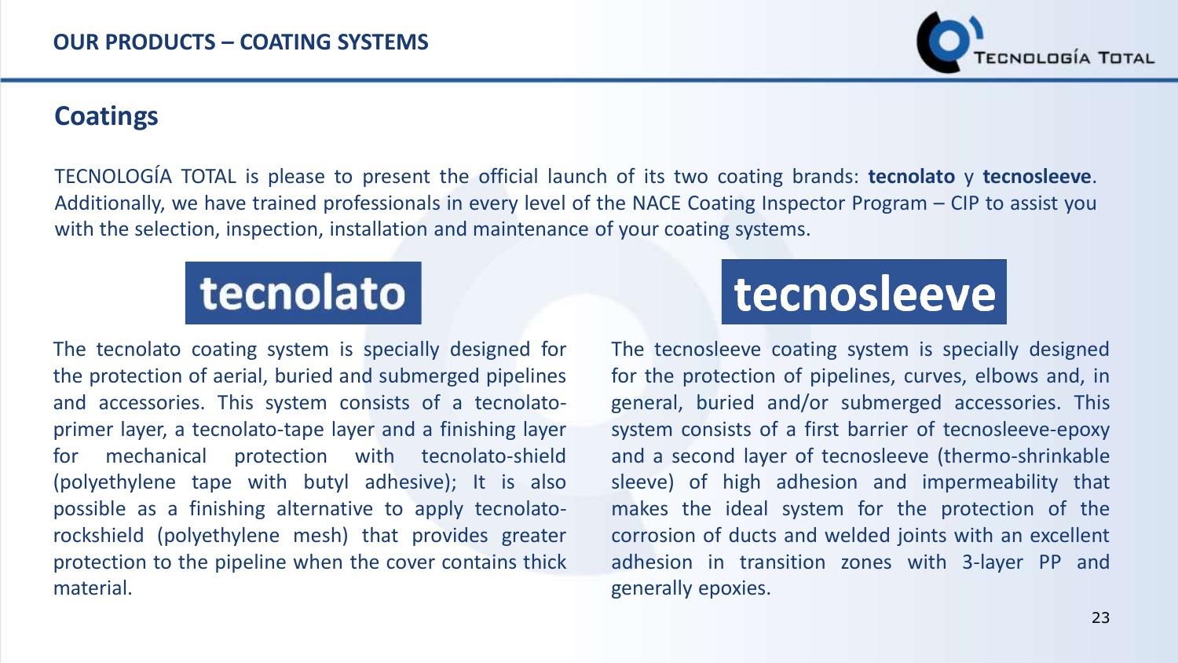# OUR PRODUCTS – COATING SYSTEMS

## Coatings

TECNOLOGÍA TOTAL is please to present the official launch of its two coating brands: **tecnolato** y **tecnosleeve**. Additionally, we have trained professionals in every level of the NACE Coating Inspector Program – CIP to assist you with the selection, inspection, installation and maintenance of your coating systems.

### tecnolato

The tecnolato coating system is specially designed for the protection of aerial, buried and submerged pipelines and accessories. This system consists of a tecnolato-primer layer, a tecnolato-tape layer and a finishing layer for mechanical protection with tecnolato-shield (polyethylene tape with butyl adhesive); It is also possible as a finishing alternative to apply tecnolato-rockshield (polyethylene mesh) that provides greater protection to the pipeline when the cover contains thick material.

### tecnosleeve

The tecnosleeve coating system is specially designed for the protection of pipelines, curves, elbows and, in general, buried and/or submerged accessories. This system consists of a first barrier of tecnosleeve-epoxy and a second layer of tecnosleeve (thermo-shrinkable sleeve) of high adhesion and impermeability that makes the ideal system for the protection of the corrosion of ducts and welded joints with an excellent adhesion in transition zones with 3-layer PP and generally epoxies.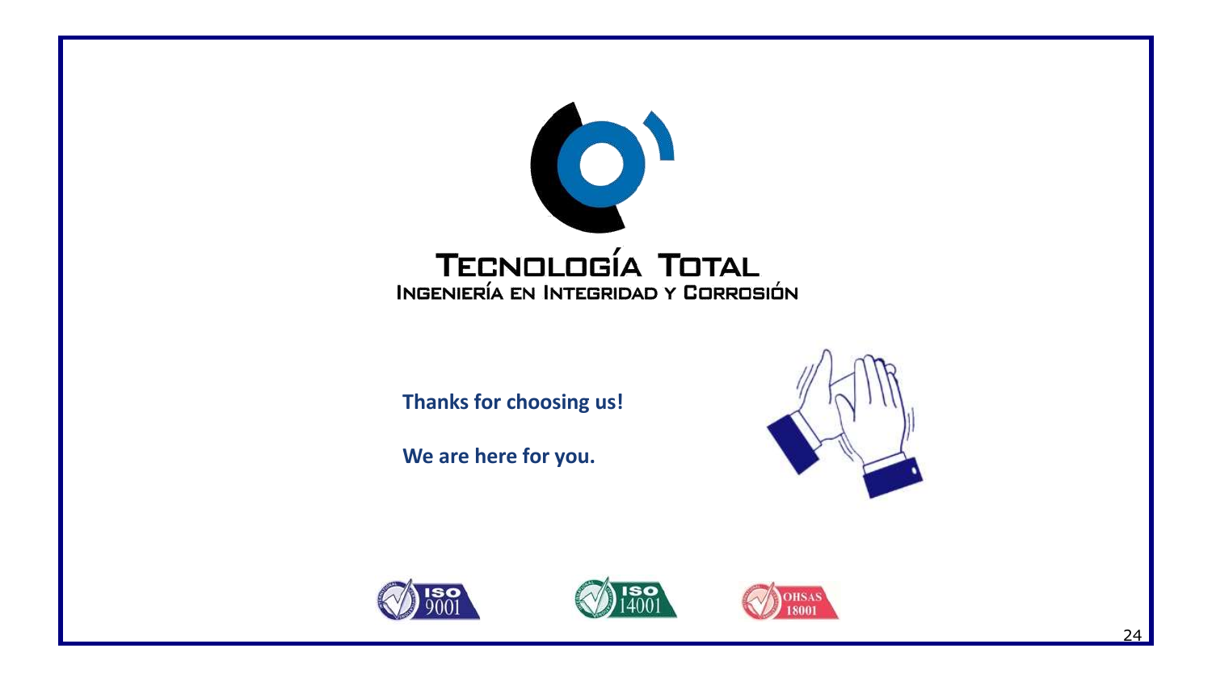# Tecnología Total

Ingeniería en Integridad y Corrosión

**Thanks for choosing us!**

**We are here for you.**

ISO 9001

ISO 14001

OHSAS 18001